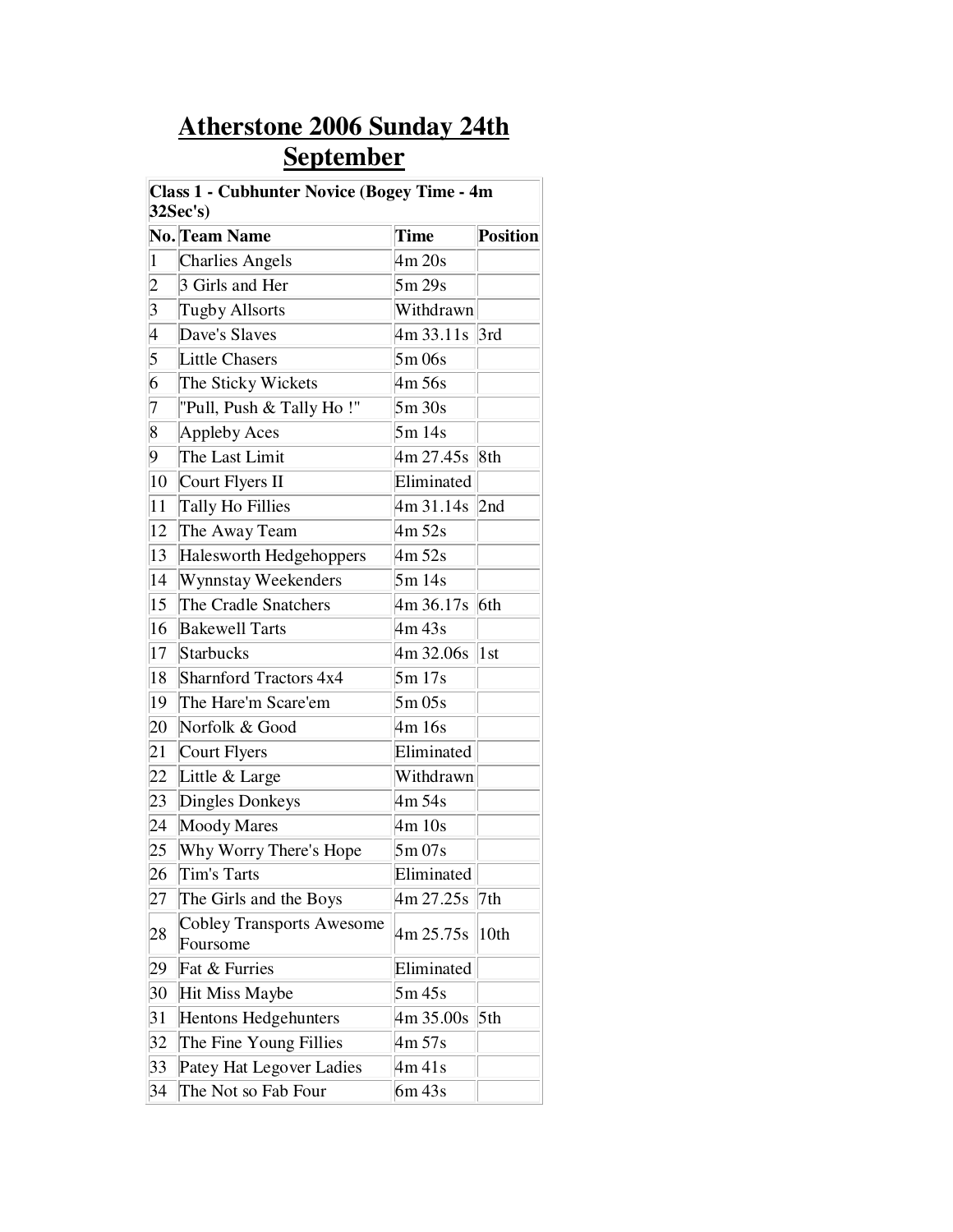# Atherstone 2006 Sunday 24th September

| Class 1 - Cubhunter Novice (Bogey Time - 4m 32Sec's) | | | |
|---|---|---|---|
| **No.** | **Team Name** | **Time** | **Position** |
| 1 | Charlies Angels | 4m 20s | |
| 2 | 3 Girls and Her | 5m 29s | |
| 3 | Tugby Allsorts | Withdrawn | |
| 4 | Dave's Slaves | 4m 33.11s | 3rd |
| 5 | Little Chasers | 5m 06s | |
| 6 | The Sticky Wickets | 4m 56s | |
| 7 | "Pull, Push & Tally Ho !" | 5m 30s | |
| 8 | Appleby Aces | 5m 14s | |
| 9 | The Last Limit | 4m 27.45s | 8th |
| 10 | Court Flyers II | Eliminated | |
| 11 | Tally Ho Fillies | 4m 31.14s | 2nd |
| 12 | The Away Team | 4m 52s | |
| 13 | Halesworth Hedgehoppers | 4m 52s | |
| 14 | Wynnstay Weekenders | 5m 14s | |
| 15 | The Cradle Snatchers | 4m 36.17s | 6th |
| 16 | Bakewell Tarts | 4m 43s | |
| 17 | Starbucks | 4m 32.06s | 1st |
| 18 | Sharnford Tractors 4x4 | 5m 17s | |
| 19 | The Hare'm Scare'em | 5m 05s | |
| 20 | Norfolk & Good | 4m 16s | |
| 21 | Court Flyers | Eliminated | |
| 22 | Little & Large | Withdrawn | |
| 23 | Dingles Donkeys | 4m 54s | |
| 24 | Moody Mares | 4m 10s | |
| 25 | Why Worry There's Hope | 5m 07s | |
| 26 | Tim's Tarts | Eliminated | |
| 27 | The Girls and the Boys | 4m 27.25s | 7th |
| 28 | Cobley Transports Awesome Foursome | 4m 25.75s | 10th |
| 29 | Fat & Furries | Eliminated | |
| 30 | Hit Miss Maybe | 5m 45s | |
| 31 | Hentons Hedgehunters | 4m 35.00s | 5th |
| 32 | The Fine Young Fillies | 4m 57s | |
| 33 | Patey Hat Legover Ladies | 4m 41s | |
| 34 | The Not so Fab Four | 6m 43s | |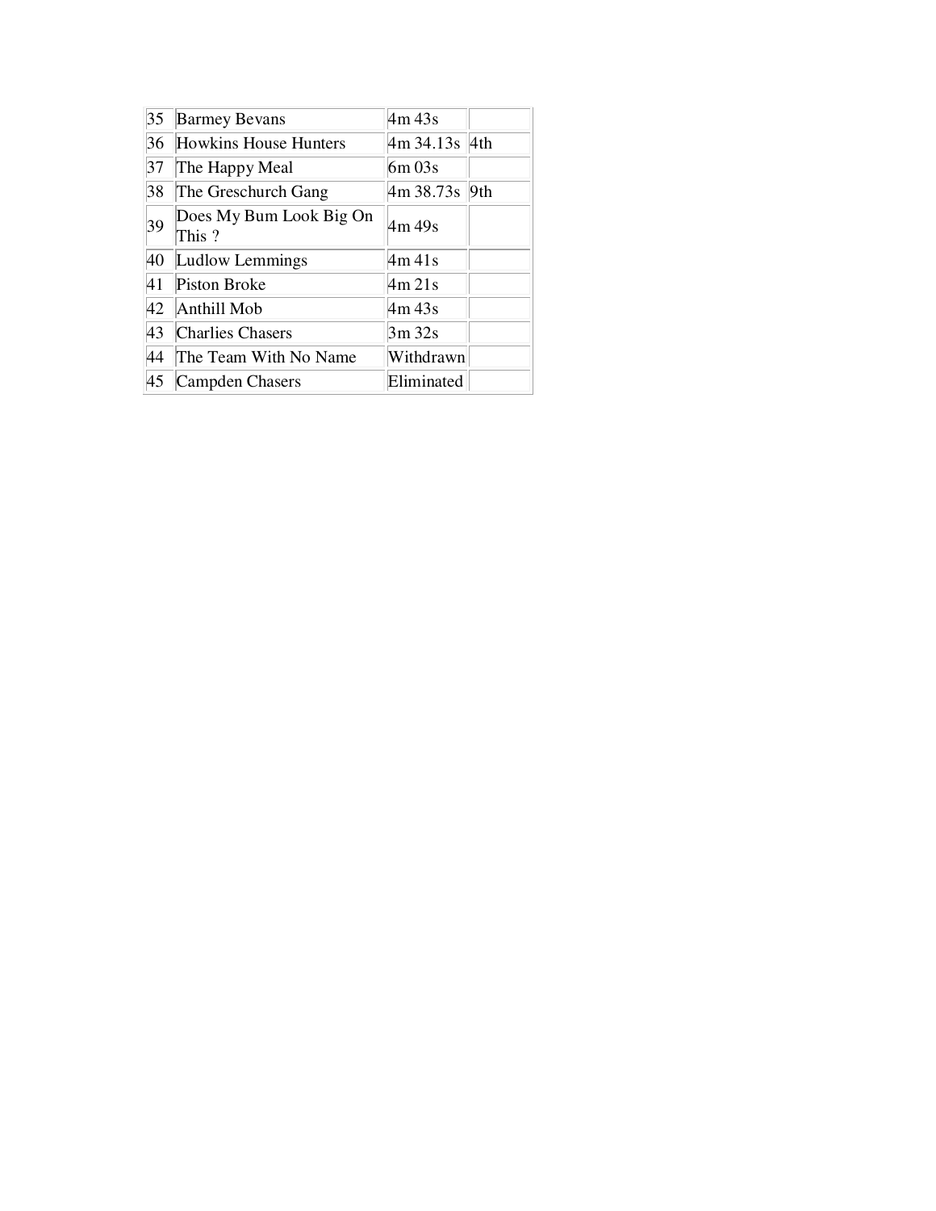| 35 | Barmey Bevans | 4m 43s | |
|---|---|---|---|
| 36 | Howkins House Hunters | 4m 34.13s | 4th |
| 37 | The Happy Meal | 6m 03s | |
| 38 | The Greschurch Gang | 4m 38.73s | 9th |
| 39 | Does My Bum Look Big On This ? | 4m 49s | |
| 40 | Ludlow Lemmings | 4m 41s | |
| 41 | Piston Broke | 4m 21s | |
| 42 | Anthill Mob | 4m 43s | |
| 43 | Charlies Chasers | 3m 32s | |
| 44 | The Team With No Name | Withdrawn | |
| 45 | Campden Chasers | Eliminated | |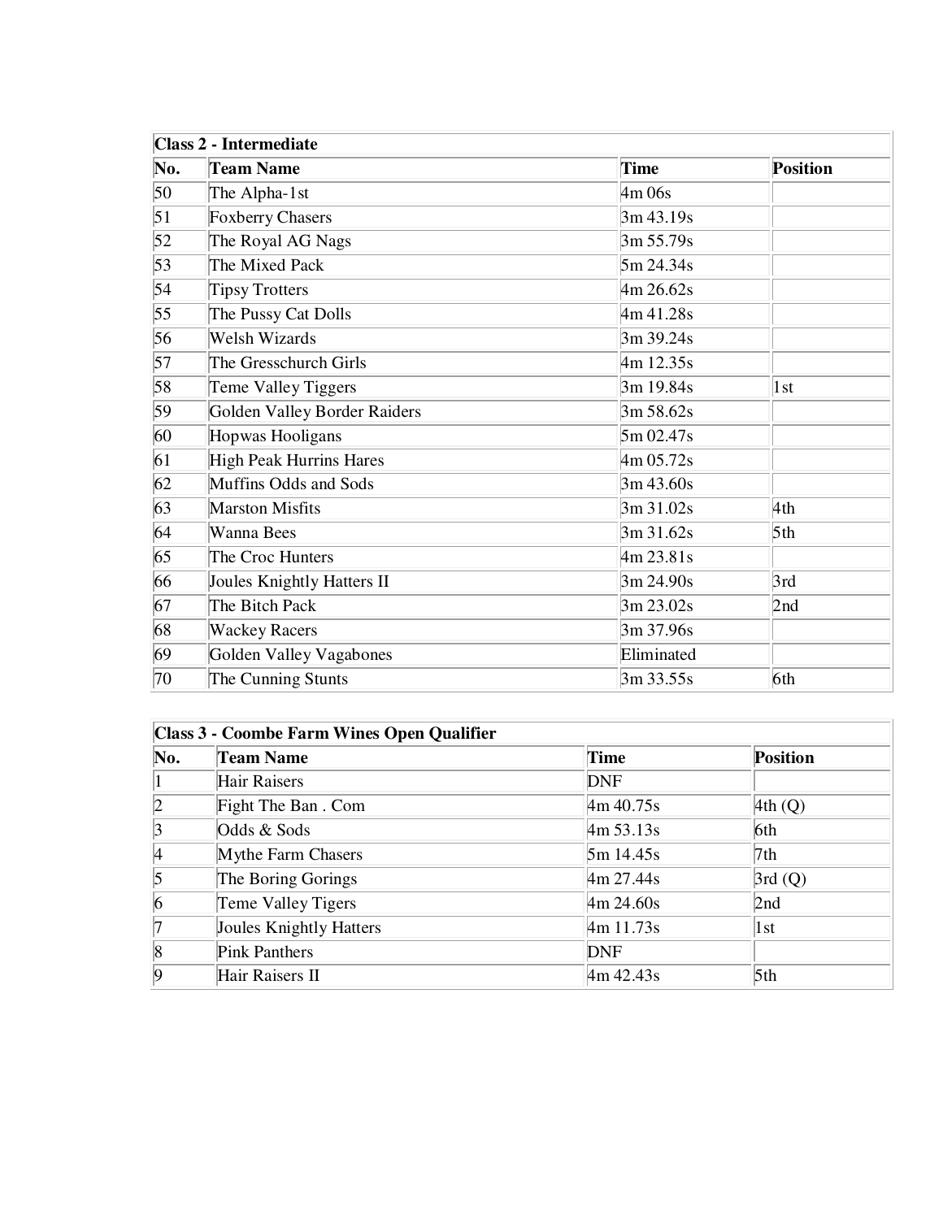| Class 2 - Intermediate | | | |
|---|---|---|---|
| **No.** | **Team Name** | **Time** | **Position** |
| 50 | The Alpha-1st | 4m 06s | |
| 51 | Foxberry Chasers | 3m 43.19s | |
| 52 | The Royal AG Nags | 3m 55.79s | |
| 53 | The Mixed Pack | 5m 24.34s | |
| 54 | Tipsy Trotters | 4m 26.62s | |
| 55 | The Pussy Cat Dolls | 4m 41.28s | |
| 56 | Welsh Wizards | 3m 39.24s | |
| 57 | The Gresschurch Girls | 4m 12.35s | |
| 58 | Teme Valley Tiggers | 3m 19.84s | 1st |
| 59 | Golden Valley Border Raiders | 3m 58.62s | |
| 60 | Hopwas Hooligans | 5m 02.47s | |
| 61 | High Peak Hurrins Hares | 4m 05.72s | |
| 62 | Muffins Odds and Sods | 3m 43.60s | |
| 63 | Marston Misfits | 3m 31.02s | 4th |
| 64 | Wanna Bees | 3m 31.62s | 5th |
| 65 | The Croc Hunters | 4m 23.81s | |
| 66 | Joules Knightly Hatters II | 3m 24.90s | 3rd |
| 67 | The Bitch Pack | 3m 23.02s | 2nd |
| 68 | Wackey Racers | 3m 37.96s | |
| 69 | Golden Valley Vagabones | Eliminated | |
| 70 | The Cunning Stunts | 3m 33.55s | 6th |

| Class 3 - Coombe Farm Wines Open Qualifier | | | |
|---|---|---|---|
| **No.** | **Team Name** | **Time** | **Position** |
| 1 | Hair Raisers | DNF | |
| 2 | Fight The Ban . Com | 4m 40.75s | 4th (Q) |
| 3 | Odds & Sods | 4m 53.13s | 6th |
| 4 | Mythe Farm Chasers | 5m 14.45s | 7th |
| 5 | The Boring Gorings | 4m 27.44s | 3rd (Q) |
| 6 | Teme Valley Tigers | 4m 24.60s | 2nd |
| 7 | Joules Knightly Hatters | 4m 11.73s | 1st |
| 8 | Pink Panthers | DNF | |
| 9 | Hair Raisers II | 4m 42.43s | 5th |